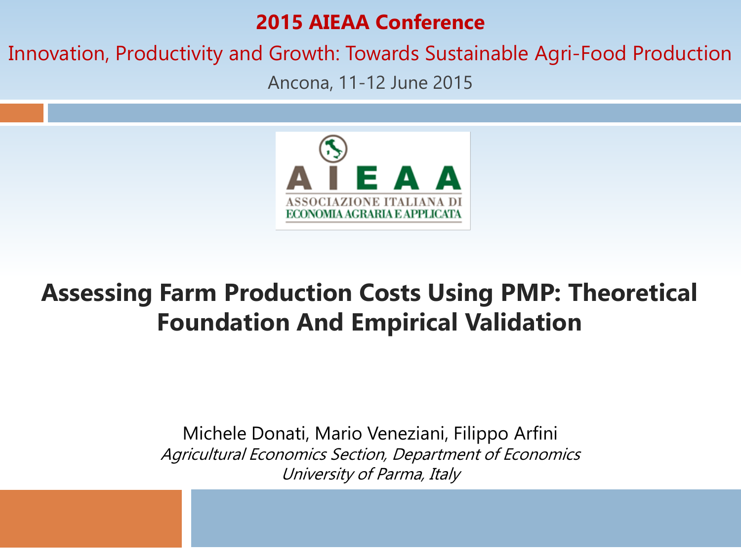**2015 AIEAA Conference**

Innovation, Productivity and Growth: Towards Sustainable Agri-Food Production

Ancona, 11-12 June 2015

AIEAA
ASSOCIAZIONE ITALIANA DI
ECONOMIA AGRARIA E APPLICATA

# Assessing Farm Production Costs Using PMP: Theoretical Foundation And Empirical Validation

Michele Donati, Mario Veneziani, Filippo Arfini

*Agricultural Economics Section, Department of Economics*

*University of Parma, Italy*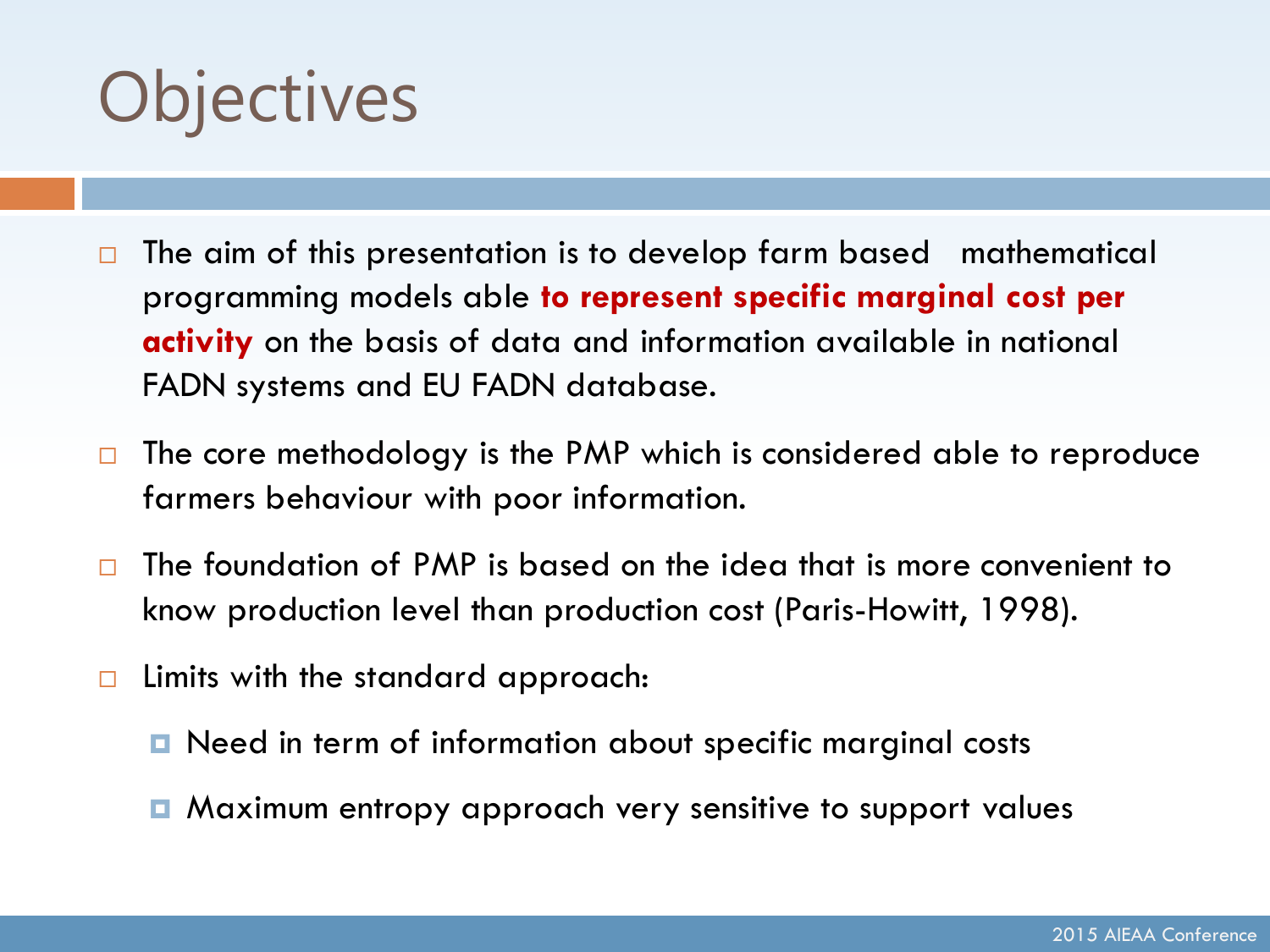# Objectives

- The aim of this presentation is to develop farm based mathematical programming models able **to represent specific marginal cost per activity** on the basis of data and information available in national FADN systems and EU FADN database.
- The core methodology is the PMP which is considered able to reproduce farmers behaviour with poor information.
- The foundation of PMP is based on the idea that is more convenient to know production level than production cost (Paris-Howitt, 1998).
- Limits with the standard approach:
  - Need in term of information about specific marginal costs
  - Maximum entropy approach very sensitive to support values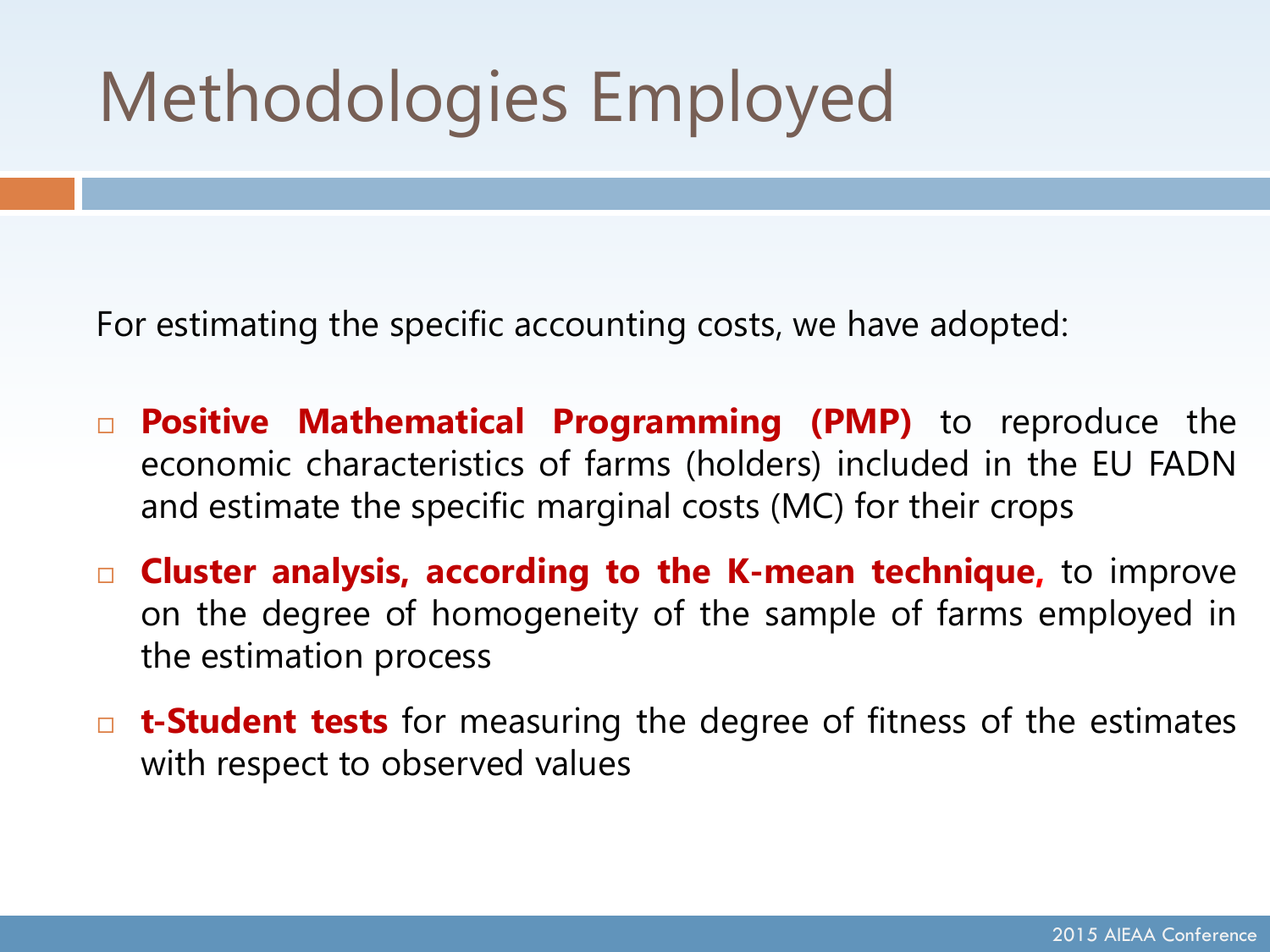# Methodologies Employed

For estimating the specific accounting costs, we have adopted:

- **Positive Mathematical Programming (PMP)** to reproduce the economic characteristics of farms (holders) included in the EU FADN and estimate the specific marginal costs (MC) for their crops
- **Cluster analysis, according to the K-mean technique,** to improve on the degree of homogeneity of the sample of farms employed in the estimation process
- **t-Student tests** for measuring the degree of fitness of the estimates with respect to observed values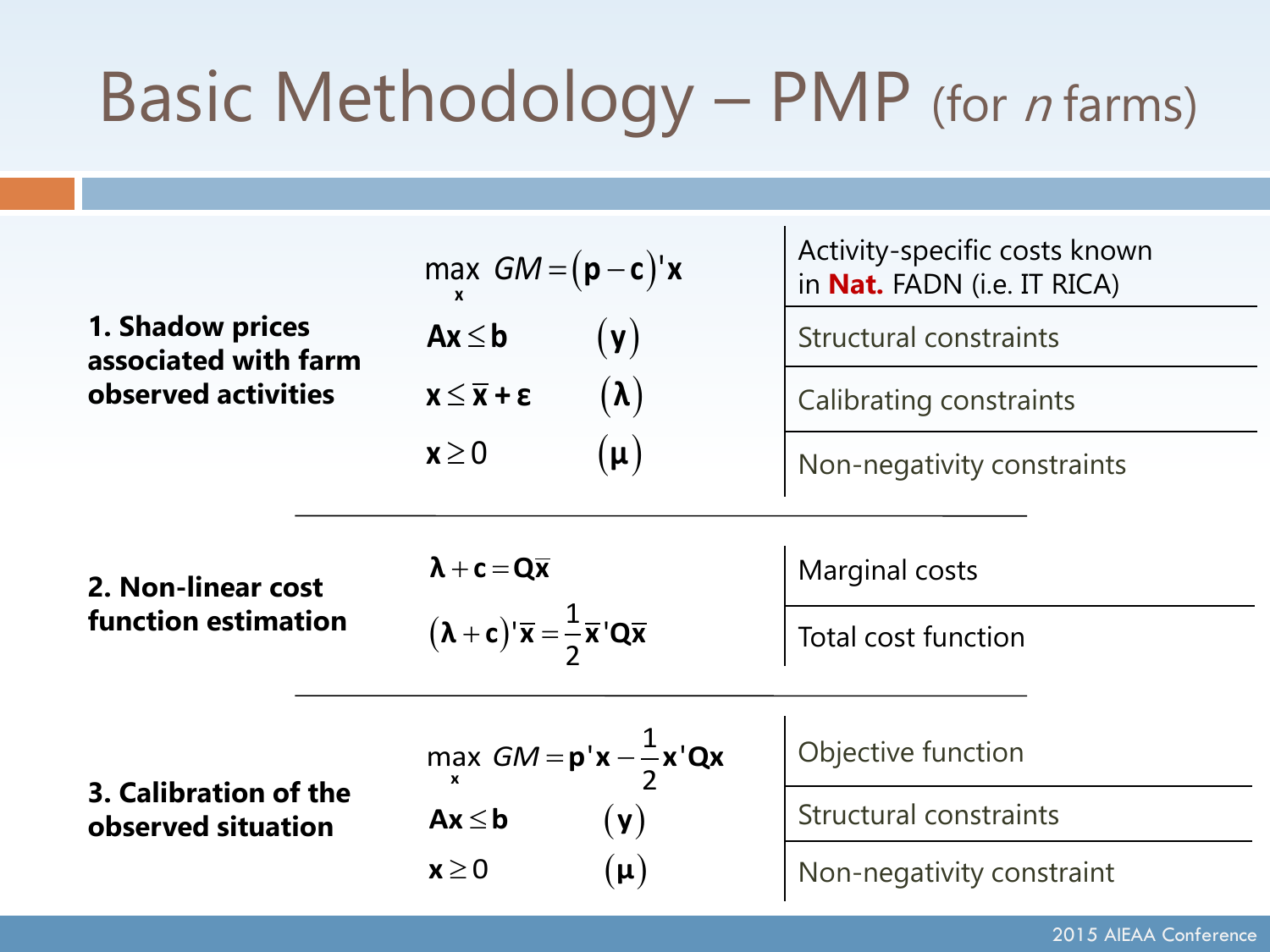# Basic Methodology – PMP (for *n* farms)

| | | |
|---|---|---|
| **1. Shadow prices associated with farm observed activities** | $\max_{\mathbf{x}} \; GM = (\mathbf{p} - \mathbf{c})'\mathbf{x}$ | Activity-specific costs known in **Nat.** FADN (i.e. IT RICA) |
| | $\mathbf{Ax} \leq \mathbf{b} \quad (\mathbf{y})$ | Structural constraints |
| | $\mathbf{x} \leq \bar{\mathbf{x}} + \boldsymbol{\varepsilon} \quad (\boldsymbol{\lambda})$ | Calibrating constraints |
| | $\mathbf{x} \geq 0 \quad (\boldsymbol{\mu})$ | Non-negativity constraints |
| **2. Non-linear cost function estimation** | $\boldsymbol{\lambda} + \mathbf{c} = \mathbf{Q}\bar{\mathbf{x}}$ | Marginal costs |
| | $(\boldsymbol{\lambda} + \mathbf{c})'\bar{\mathbf{x}} = \frac{1}{2}\bar{\mathbf{x}}'\mathbf{Q}\bar{\mathbf{x}}$ | Total cost function |
| **3. Calibration of the observed situation** | $\max_{\mathbf{x}} \; GM = \mathbf{p}'\mathbf{x} - \frac{1}{2}\mathbf{x}'\mathbf{Qx}$ | Objective function |
| | $\mathbf{Ax} \leq \mathbf{b} \quad (\mathbf{y})$ | Structural constraints |
| | $\mathbf{x} \geq 0 \quad (\boldsymbol{\mu})$ | Non-negativity constraint |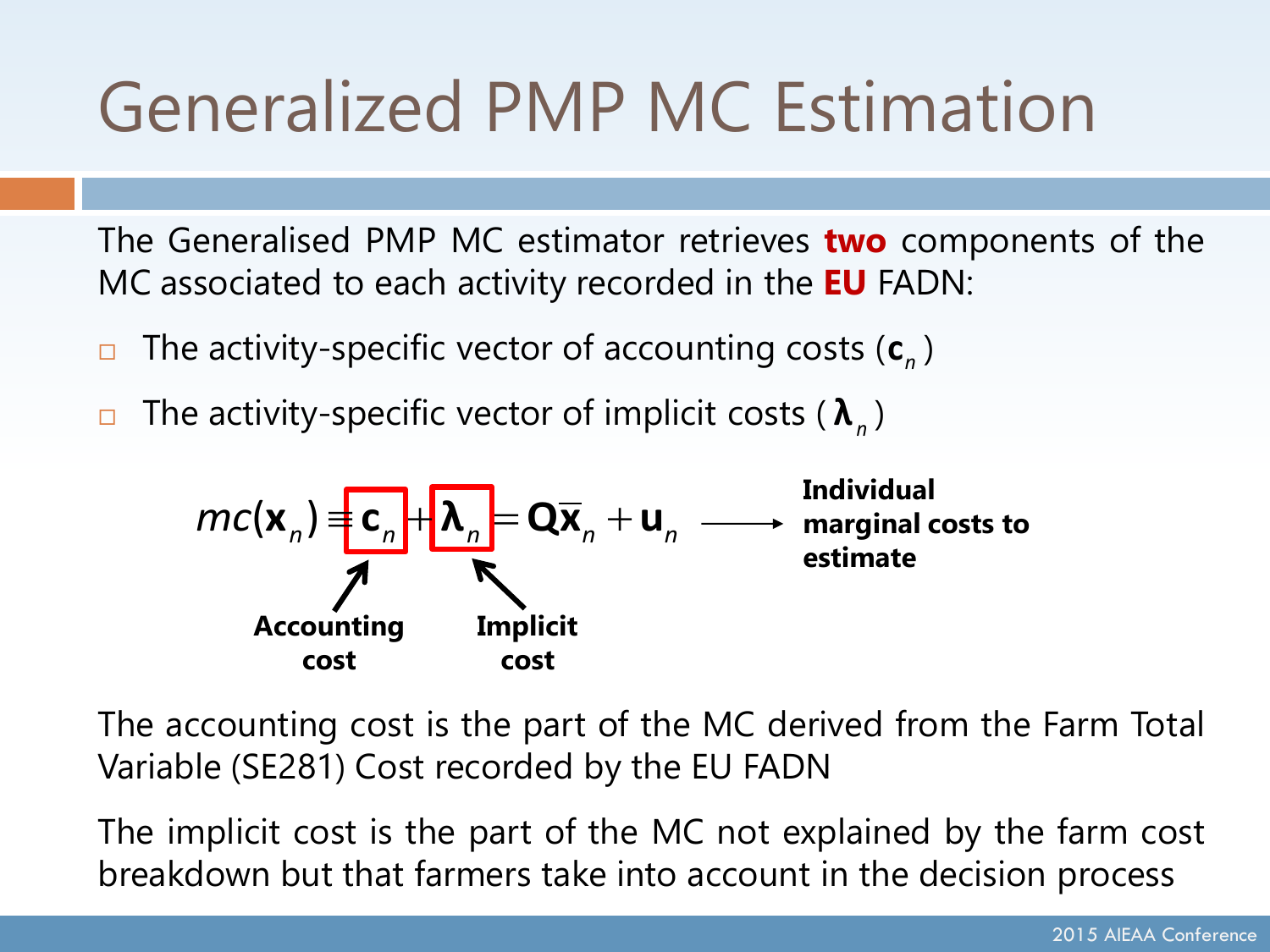# Generalized PMP MC Estimation

The Generalised PMP MC estimator retrieves **two** components of the MC associated to each activity recorded in the **EU** FADN:

- The activity-specific vector of accounting costs ($\mathbf{c}_n$)
- The activity-specific vector of implicit costs ($\boldsymbol{\lambda}_n$)

$$mc(\mathbf{x}_n) \equiv \mathbf{c}_n + \boldsymbol{\lambda}_n = \mathbf{Q}\overline{\mathbf{x}}_n + \mathbf{u}_n \longrightarrow$$

**Individual marginal costs to estimate**

**Accounting cost** ($\mathbf{c}_n$)

**Implicit cost** ($\boldsymbol{\lambda}_n$)

The accounting cost is the part of the MC derived from the Farm Total Variable (SE281) Cost recorded by the EU FADN

The implicit cost is the part of the MC not explained by the farm cost breakdown but that farmers take into account in the decision process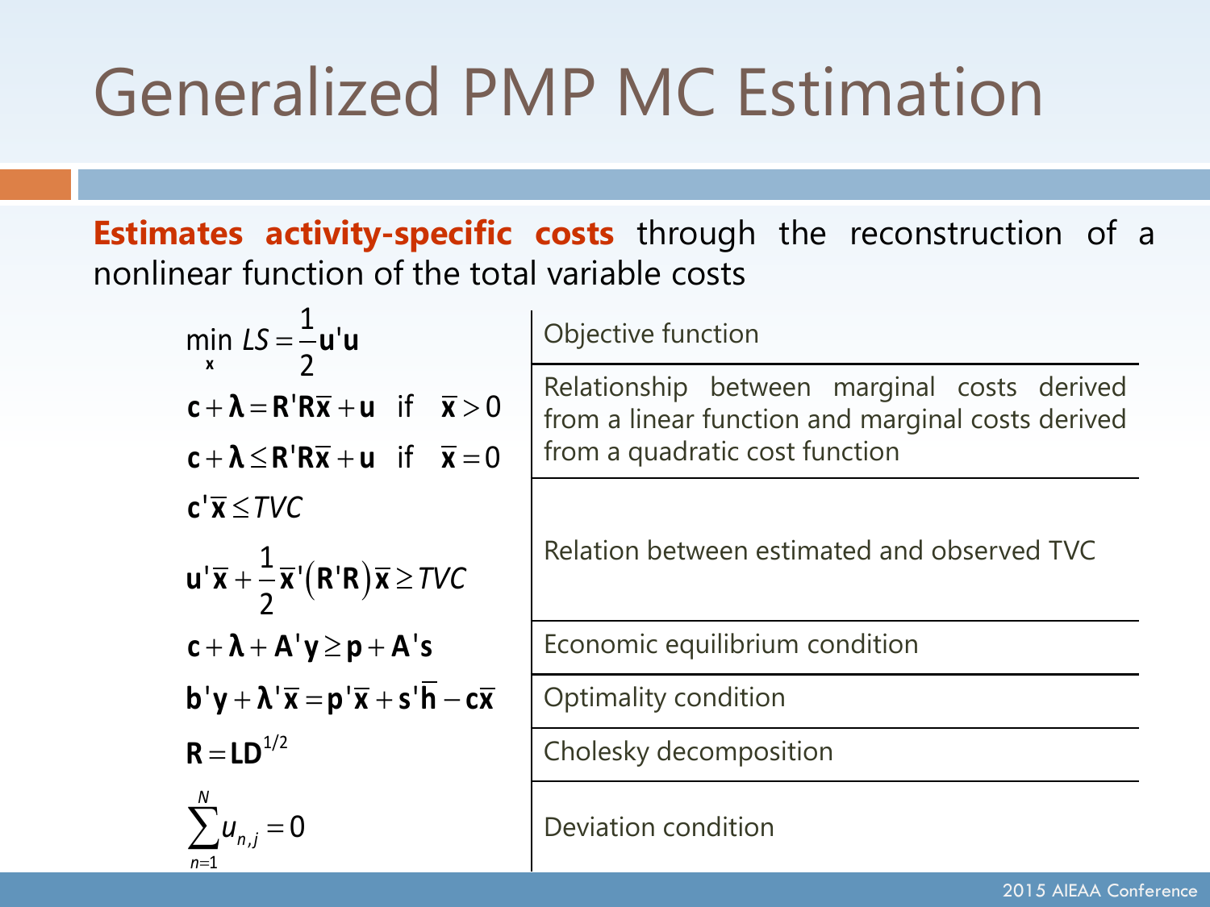# Generalized PMP MC Estimation

**Estimates activity-specific costs** through the reconstruction of a nonlinear function of the total variable costs

| Equation | Description |
|---|---|
| $\min_{\mathbf{x}} LS = \frac{1}{2}\mathbf{u}'\mathbf{u}$ | Objective function |
| $\mathbf{c} + \boldsymbol{\lambda} = \mathbf{R}'\mathbf{R}\overline{\mathbf{x}} + \mathbf{u} \quad \text{if} \quad \overline{\mathbf{x}} > 0$ <br> $\mathbf{c} + \boldsymbol{\lambda} \leq \mathbf{R}'\mathbf{R}\overline{\mathbf{x}} + \mathbf{u} \quad \text{if} \quad \overline{\mathbf{x}} = 0$ | Relationship between marginal costs derived from a linear function and marginal costs derived from a quadratic cost function |
| $\mathbf{c}'\overline{\mathbf{x}} \leq TVC$ <br> $\mathbf{u}'\overline{\mathbf{x}} + \frac{1}{2}\overline{\mathbf{x}}'(\mathbf{R}'\mathbf{R})\overline{\mathbf{x}} \geq TVC$ | Relation between estimated and observed TVC |
| $\mathbf{c} + \boldsymbol{\lambda} + \mathbf{A}'\mathbf{y} \geq \mathbf{p} + \mathbf{A}'\mathbf{s}$ | Economic equilibrium condition |
| $\mathbf{b}'\mathbf{y} + \boldsymbol{\lambda}'\overline{\mathbf{x}} = \mathbf{p}'\overline{\mathbf{x}} + \mathbf{s}'\overline{\mathbf{h}} - \mathbf{c}\overline{\mathbf{x}}$ | Optimality condition |
| $\mathbf{R} = \mathbf{L}\mathbf{D}^{1/2}$ | Cholesky decomposition |
| $\sum_{n=1}^{N} u_{n,j} = 0$ | Deviation condition |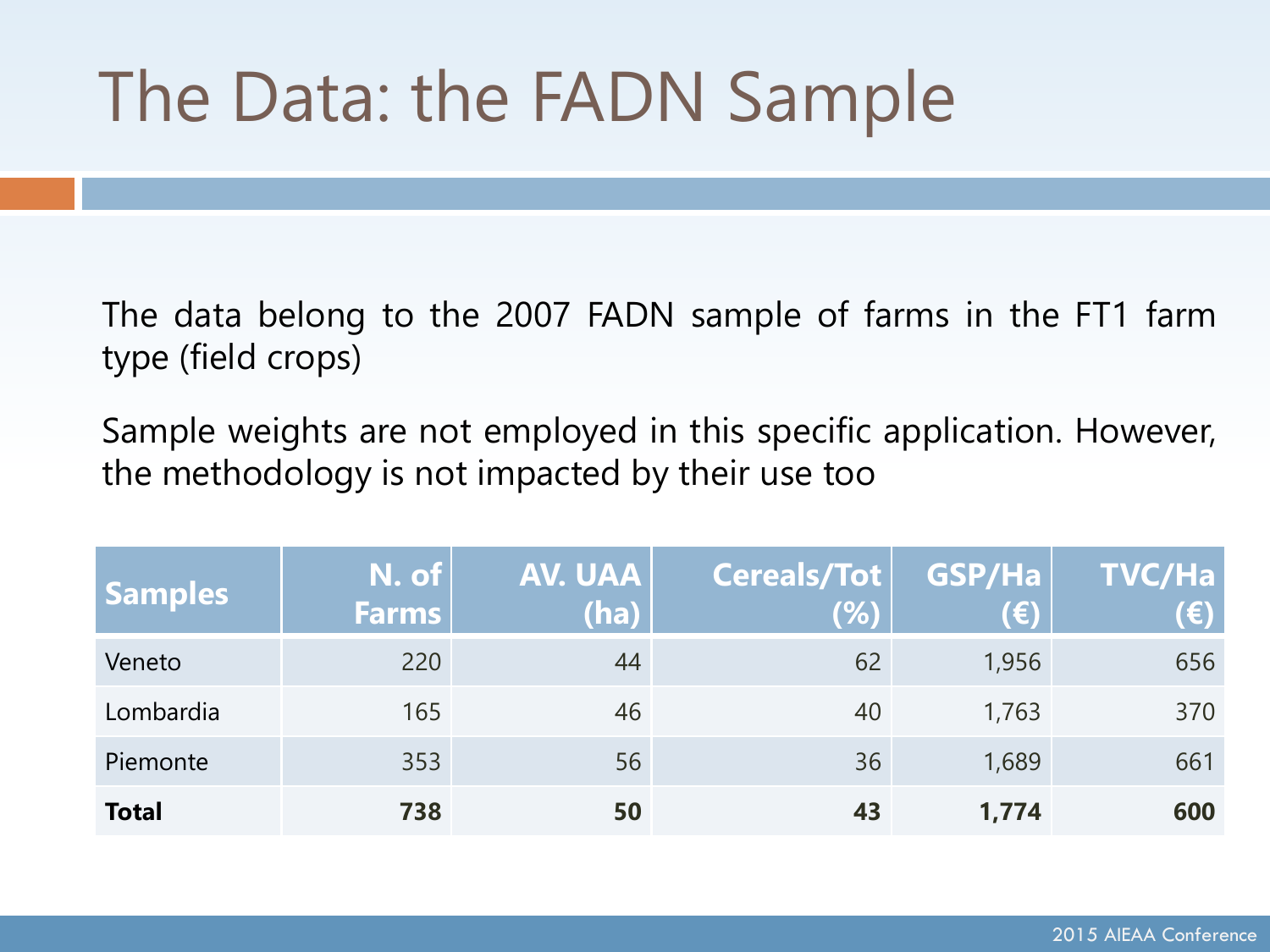# The Data: the FADN Sample

The data belong to the 2007 FADN sample of farms in the FT1 farm type (field crops)

Sample weights are not employed in this specific application. However, the methodology is not impacted by their use too

| Samples | N. of Farms | AV. UAA (ha) | Cereals/Tot (%) | GSP/Ha (€) | TVC/Ha (€) |
|---|---|---|---|---|---|
| Veneto | 220 | 44 | 62 | 1,956 | 656 |
| Lombardia | 165 | 46 | 40 | 1,763 | 370 |
| Piemonte | 353 | 56 | 36 | 1,689 | 661 |
| **Total** | **738** | **50** | **43** | **1,774** | **600** |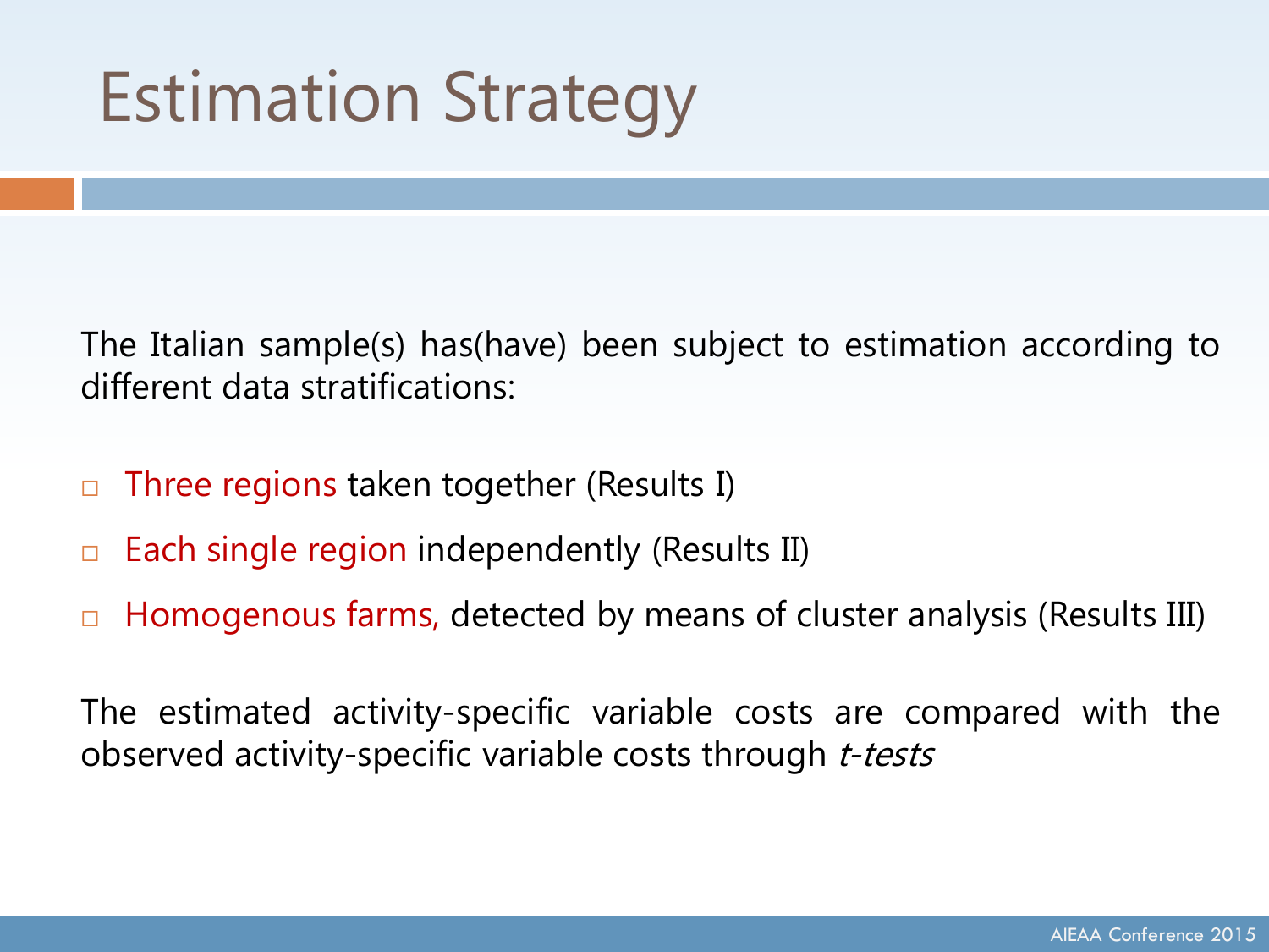# Estimation Strategy

The Italian sample(s) has(have) been subject to estimation according to different data stratifications:

- Three regions taken together (Results I)
- Each single region independently (Results II)
- Homogenous farms, detected by means of cluster analysis (Results III)

The estimated activity-specific variable costs are compared with the observed activity-specific variable costs through *t-tests*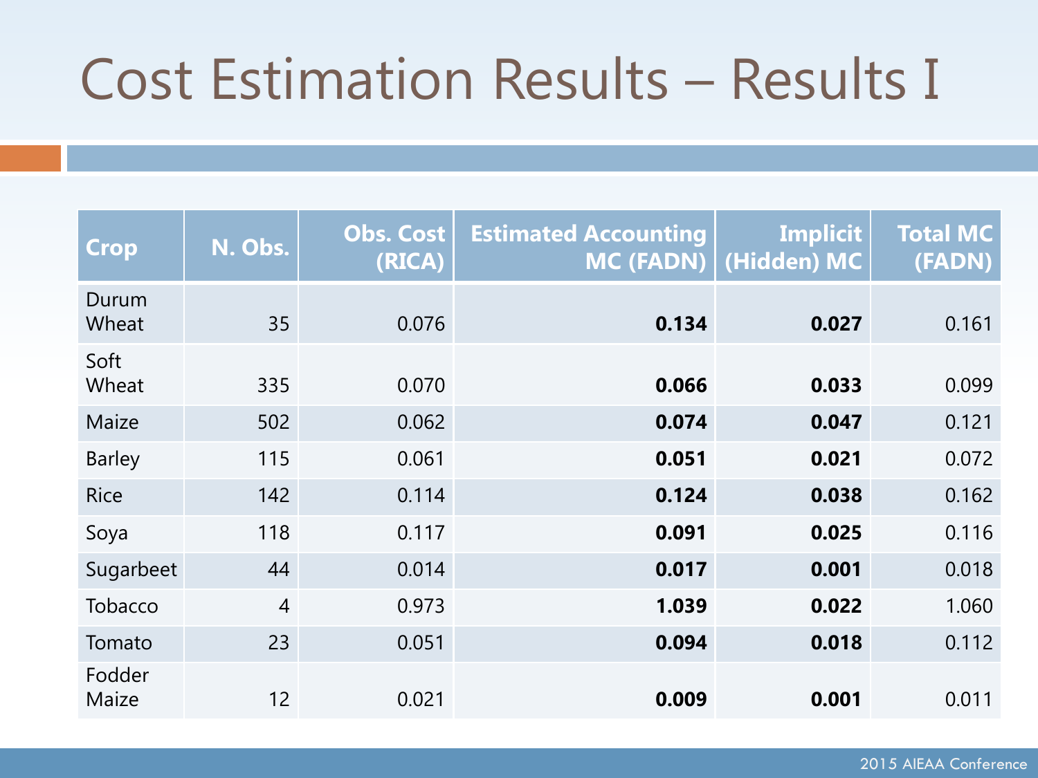# Cost Estimation Results – Results I

| Crop | N. Obs. | Obs. Cost (RICA) | Estimated Accounting MC (FADN) | Implicit (Hidden) MC | Total MC (FADN) |
|---|---|---|---|---|---|
| Durum Wheat | 35 | 0.076 | **0.134** | **0.027** | 0.161 |
| Soft Wheat | 335 | 0.070 | **0.066** | **0.033** | 0.099 |
| Maize | 502 | 0.062 | **0.074** | **0.047** | 0.121 |
| Barley | 115 | 0.061 | **0.051** | **0.021** | 0.072 |
| Rice | 142 | 0.114 | **0.124** | **0.038** | 0.162 |
| Soya | 118 | 0.117 | **0.091** | **0.025** | 0.116 |
| Sugarbeet | 44 | 0.014 | **0.017** | **0.001** | 0.018 |
| Tobacco | 4 | 0.973 | **1.039** | **0.022** | 1.060 |
| Tomato | 23 | 0.051 | **0.094** | **0.018** | 0.112 |
| Fodder Maize | 12 | 0.021 | **0.009** | **0.001** | 0.011 |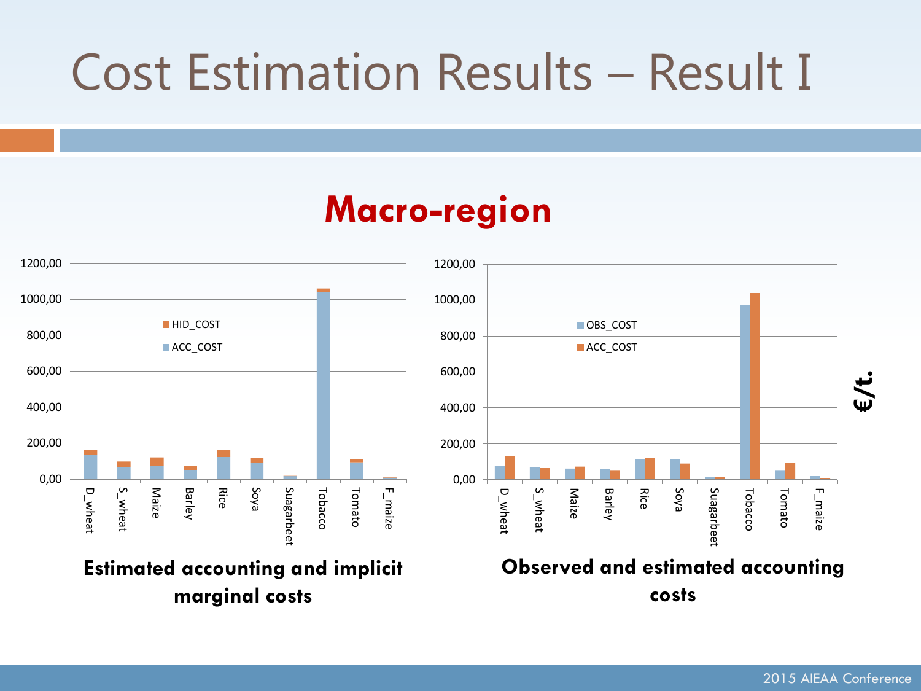# Cost Estimation Results – Result I

## Macro-region

**Estimated accounting and implicit marginal costs**

**Observed and estimated accounting costs**

€/t.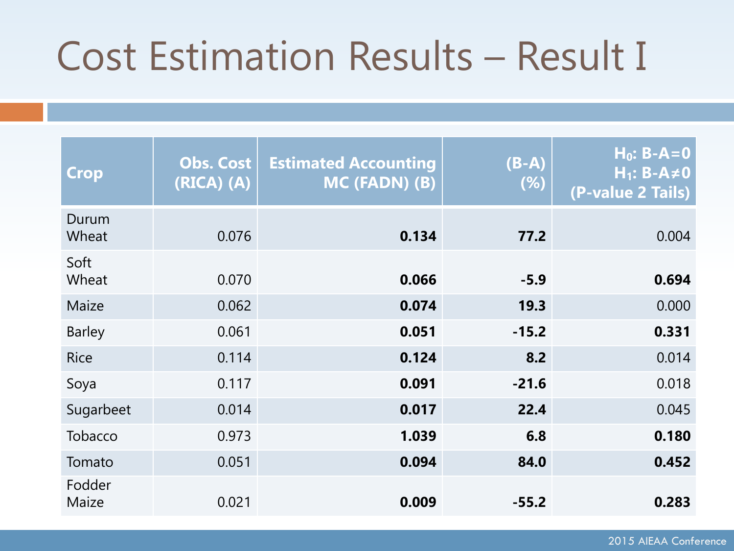# Cost Estimation Results – Result I

| Crop | Obs. Cost (RICA) (A) | Estimated Accounting MC (FADN) (B) | (B-A) (%) | $H_0$: B-A=0 $H_1$: B-A≠0 (P-value 2 Tails) |
|---|---|---|---|---|
| Durum Wheat | 0.076 | **0.134** | **77.2** | 0.004 |
| Soft Wheat | 0.070 | **0.066** | **-5.9** | **0.694** |
| Maize | 0.062 | **0.074** | **19.3** | 0.000 |
| Barley | 0.061 | **0.051** | **-15.2** | **0.331** |
| Rice | 0.114 | **0.124** | **8.2** | 0.014 |
| Soya | 0.117 | **0.091** | **-21.6** | 0.018 |
| Sugarbeet | 0.014 | **0.017** | **22.4** | 0.045 |
| Tobacco | 0.973 | **1.039** | **6.8** | **0.180** |
| Tomato | 0.051 | **0.094** | **84.0** | **0.452** |
| Fodder Maize | 0.021 | **0.009** | **-55.2** | **0.283** |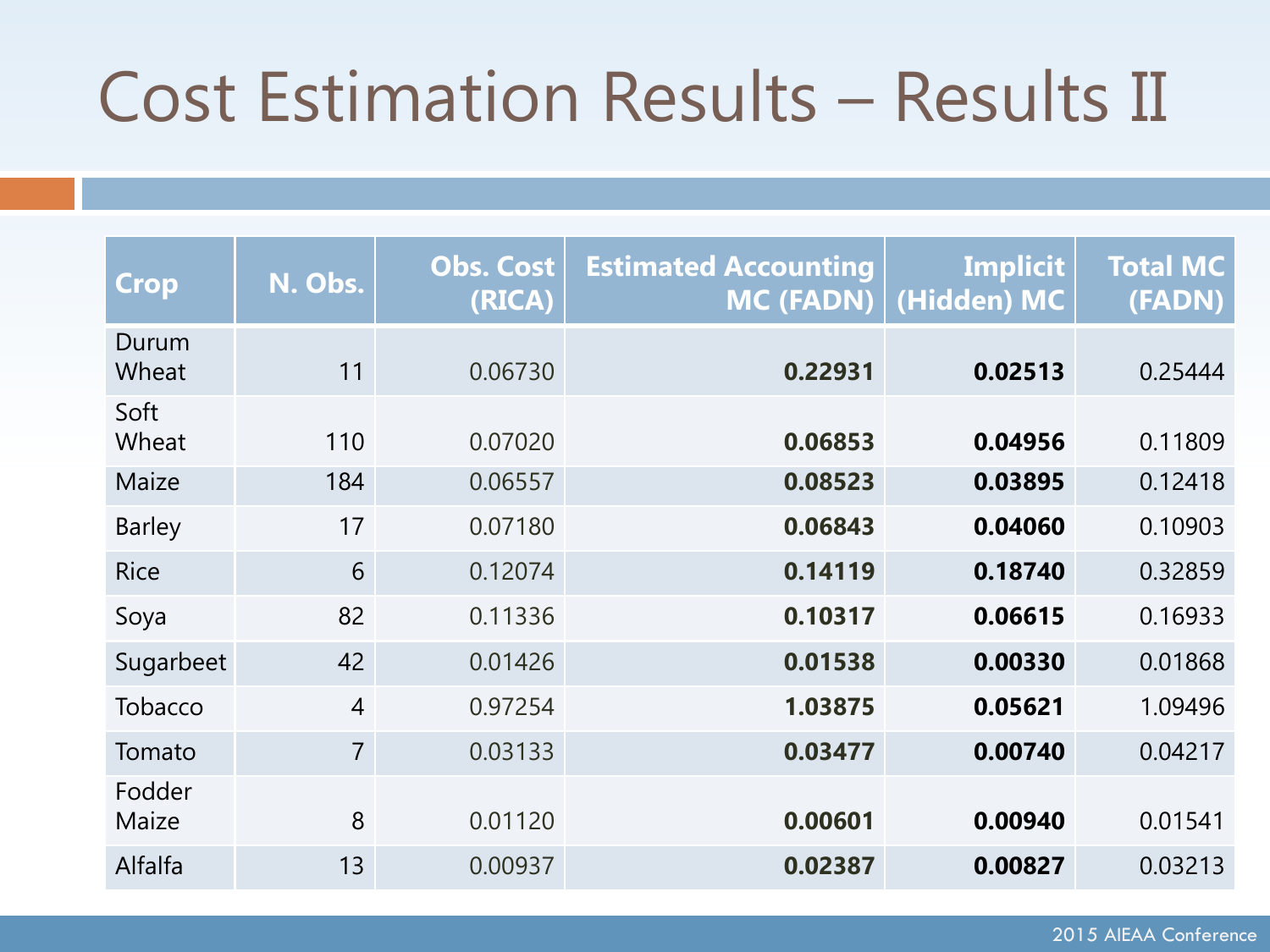# Cost Estimation Results – Results II

| Crop | N. Obs. | Obs. Cost (RICA) | Estimated Accounting MC (FADN) | Implicit (Hidden) MC | Total MC (FADN) |
|---|---|---|---|---|---|
| Durum Wheat | 11 | 0.06730 | **0.22931** | **0.02513** | 0.25444 |
| Soft Wheat | 110 | 0.07020 | **0.06853** | **0.04956** | 0.11809 |
| Maize | 184 | 0.06557 | **0.08523** | **0.03895** | 0.12418 |
| Barley | 17 | 0.07180 | **0.06843** | **0.04060** | 0.10903 |
| Rice | 6 | 0.12074 | **0.14119** | **0.18740** | 0.32859 |
| Soya | 82 | 0.11336 | **0.10317** | **0.06615** | 0.16933 |
| Sugarbeet | 42 | 0.01426 | **0.01538** | **0.00330** | 0.01868 |
| Tobacco | 4 | 0.97254 | **1.03875** | **0.05621** | 1.09496 |
| Tomato | 7 | 0.03133 | **0.03477** | **0.00740** | 0.04217 |
| Fodder Maize | 8 | 0.01120 | **0.00601** | **0.00940** | 0.01541 |
| Alfalfa | 13 | 0.00937 | **0.02387** | **0.00827** | 0.03213 |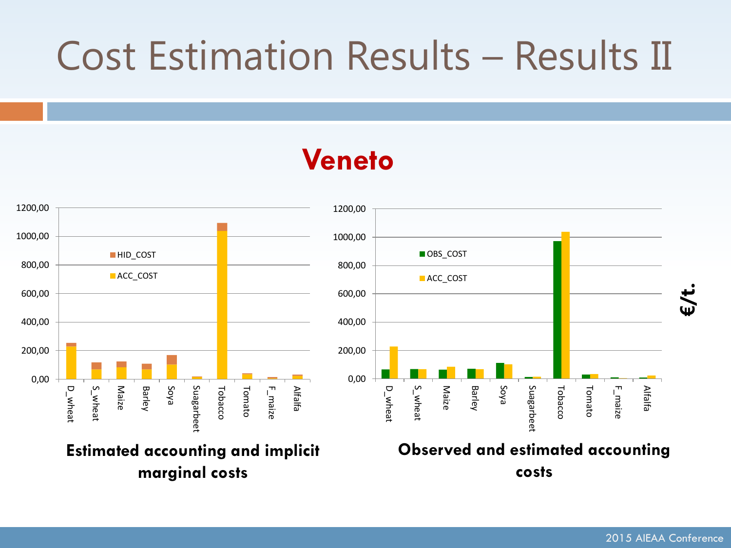# Cost Estimation Results – Results II

## Veneto

**Estimated accounting and implicit marginal costs**

**Observed and estimated accounting costs**

**€/t.**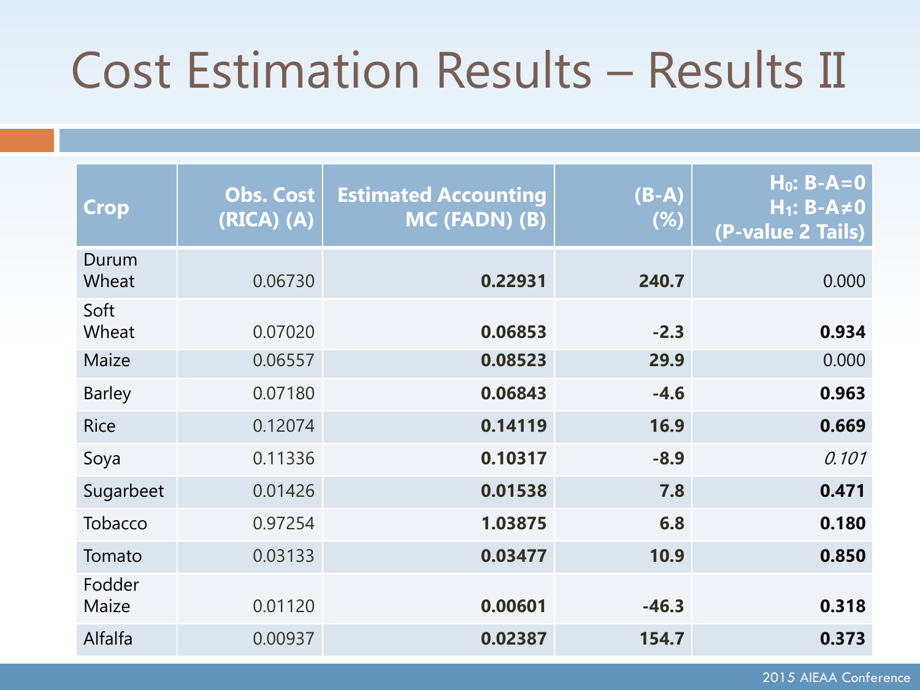# Cost Estimation Results – Results II

| Crop | Obs. Cost (RICA) (A) | Estimated Accounting MC (FADN) (B) | (B-A) (%) | $H_0$: B-A=0 $H_1$: B-A≠0 (P-value 2 Tails) |
|---|---|---|---|---|
| Durum Wheat | 0.06730 | **0.22931** | **240.7** | 0.000 |
| Soft Wheat | 0.07020 | **0.06853** | **-2.3** | **0.934** |
| Maize | 0.06557 | **0.08523** | **29.9** | 0.000 |
| Barley | 0.07180 | **0.06843** | **-4.6** | **0.963** |
| Rice | 0.12074 | **0.14119** | **16.9** | **0.669** |
| Soya | 0.11336 | **0.10317** | **-8.9** | *0.101* |
| Sugarbeet | 0.01426 | **0.01538** | **7.8** | **0.471** |
| Tobacco | 0.97254 | **1.03875** | **6.8** | **0.180** |
| Tomato | 0.03133 | **0.03477** | **10.9** | **0.850** |
| Fodder Maize | 0.01120 | **0.00601** | **-46.3** | **0.318** |
| Alfalfa | 0.00937 | **0.02387** | **154.7** | **0.373** |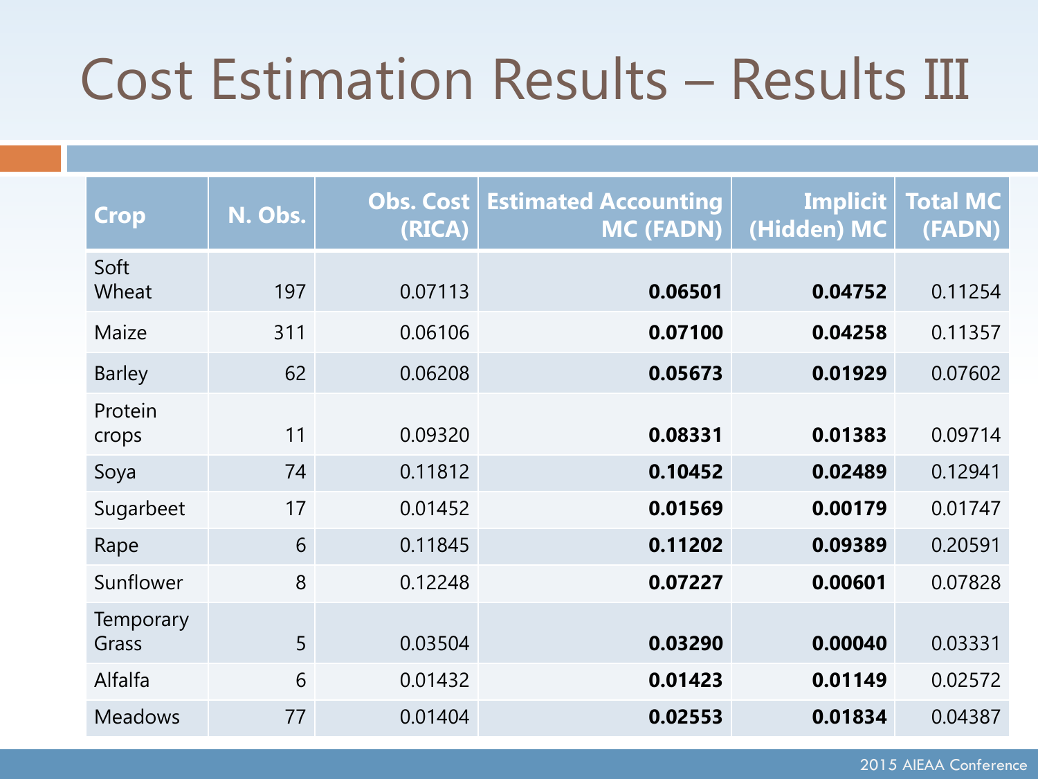# Cost Estimation Results – Results III

| Crop | N. Obs. | Obs. Cost (RICA) | Estimated Accounting MC (FADN) | Implicit (Hidden) MC | Total MC (FADN) |
|---|---|---|---|---|---|
| Soft Wheat | 197 | 0.07113 | **0.06501** | **0.04752** | 0.11254 |
| Maize | 311 | 0.06106 | **0.07100** | **0.04258** | 0.11357 |
| Barley | 62 | 0.06208 | **0.05673** | **0.01929** | 0.07602 |
| Protein crops | 11 | 0.09320 | **0.08331** | **0.01383** | 0.09714 |
| Soya | 74 | 0.11812 | **0.10452** | **0.02489** | 0.12941 |
| Sugarbeet | 17 | 0.01452 | **0.01569** | **0.00179** | 0.01747 |
| Rape | 6 | 0.11845 | **0.11202** | **0.09389** | 0.20591 |
| Sunflower | 8 | 0.12248 | **0.07227** | **0.00601** | 0.07828 |
| Temporary Grass | 5 | 0.03504 | **0.03290** | **0.00040** | 0.03331 |
| Alfalfa | 6 | 0.01432 | **0.01423** | **0.01149** | 0.02572 |
| Meadows | 77 | 0.01404 | **0.02553** | **0.01834** | 0.04387 |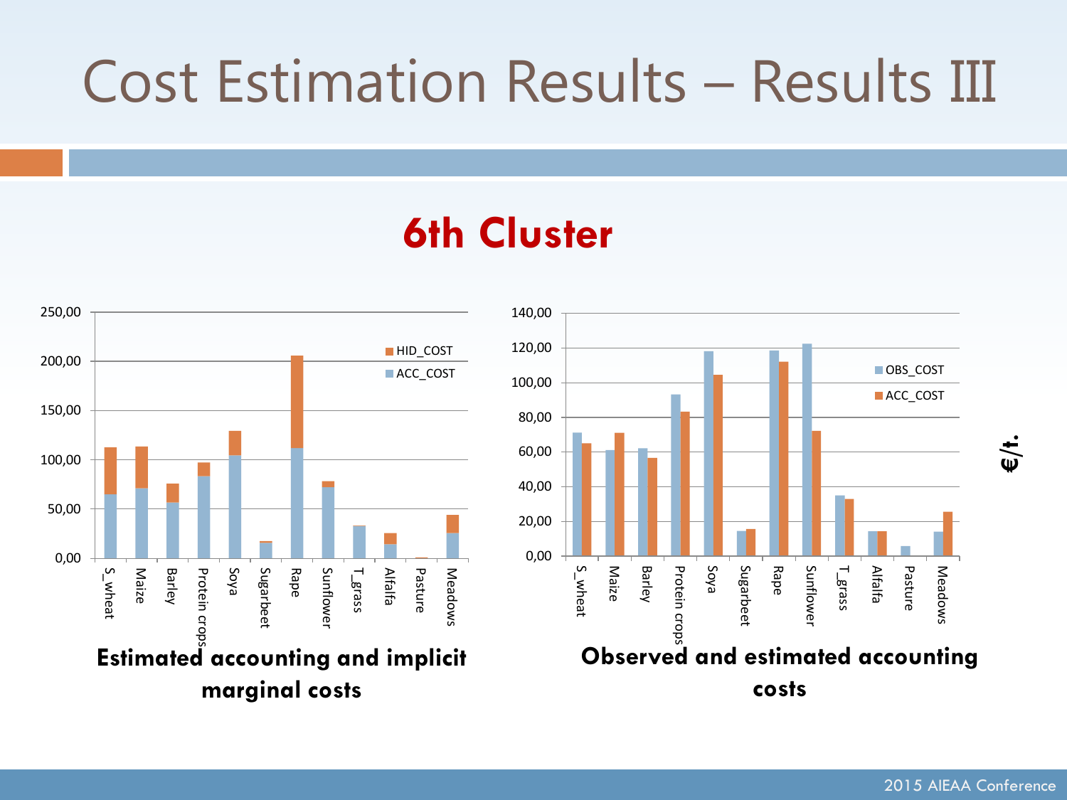# Cost Estimation Results – Results III

## 6th Cluster

**Estimated accounting and implicit marginal costs**

**Observed and estimated accounting costs**

€/t.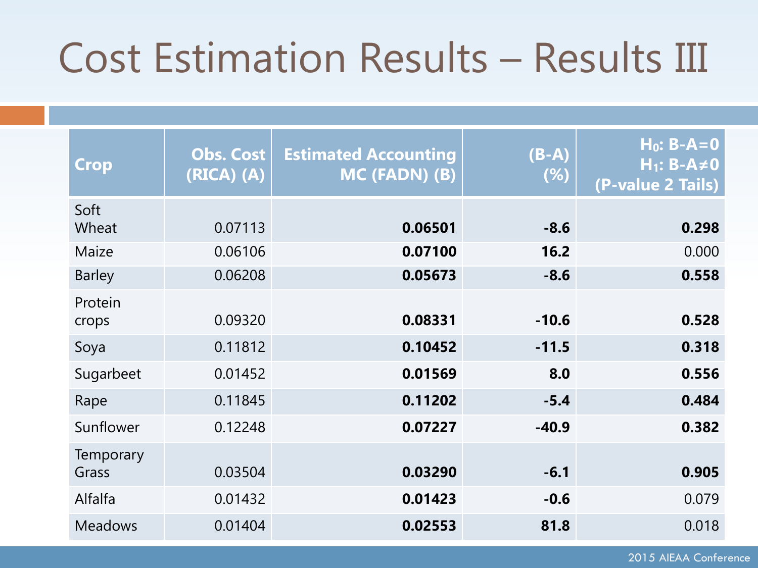# Cost Estimation Results – Results III

| Crop | Obs. Cost (RICA) (A) | Estimated Accounting MC (FADN) (B) | (B-A) (%) | $H_0$: B-A=0 $H_1$: B-A≠0 (P-value 2 Tails) |
|---|---|---|---|---|
| Soft Wheat | 0.07113 | **0.06501** | **-8.6** | **0.298** |
| Maize | 0.06106 | **0.07100** | **16.2** | 0.000 |
| Barley | 0.06208 | **0.05673** | **-8.6** | **0.558** |
| Protein crops | 0.09320 | **0.08331** | **-10.6** | **0.528** |
| Soya | 0.11812 | **0.10452** | **-11.5** | **0.318** |
| Sugarbeet | 0.01452 | **0.01569** | **8.0** | **0.556** |
| Rape | 0.11845 | **0.11202** | **-5.4** | **0.484** |
| Sunflower | 0.12248 | **0.07227** | **-40.9** | **0.382** |
| Temporary Grass | 0.03504 | **0.03290** | **-6.1** | **0.905** |
| Alfalfa | 0.01432 | **0.01423** | **-0.6** | 0.079 |
| Meadows | 0.01404 | **0.02553** | **81.8** | 0.018 |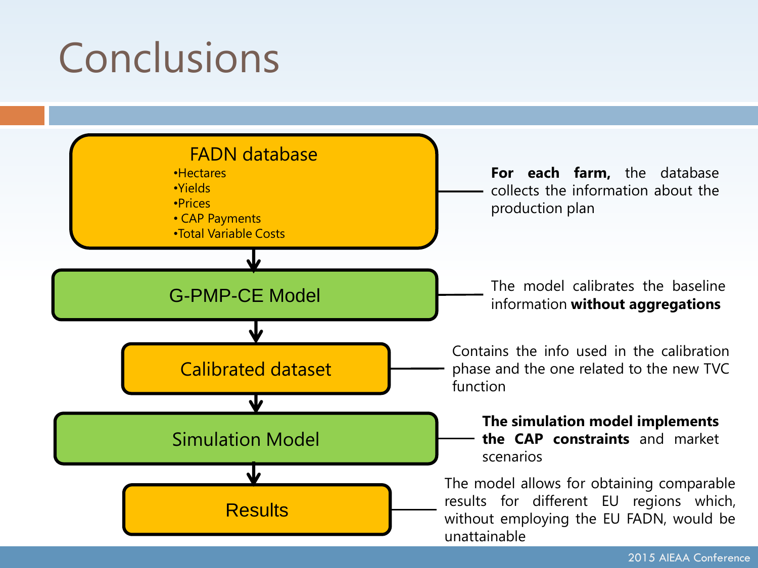# Conclusions

**FADN database**

- Hectares
- Yields
- Prices
- CAP Payments
- Total Variable Costs

**For each farm,** the database collects the information about the production plan

↓

**G-PMP-CE Model**

The model calibrates the baseline information **without aggregations**

↓

**Calibrated dataset**

Contains the info used in the calibration phase and the one related to the new TVC function

↓

**Simulation Model**

**The simulation model implements the CAP constraints** and market scenarios

↓

**Results**

The model allows for obtaining comparable results for different EU regions which, without employing the EU FADN, would be unattainable